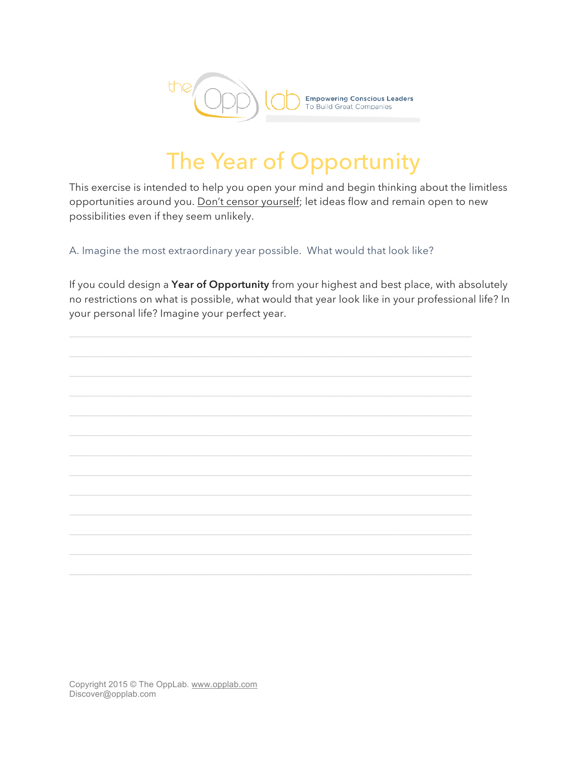the Opp lab — Empowering Conscious Leaders To Build Great Companies

# The Year of Opportunity

This exercise is intended to help you open your mind and begin thinking about the limitless opportunities around you. <u>Don't censor yourself</u>; let ideas flow and remain open to new possibilities even if they seem unlikely.

## A. Imagine the most extraordinary year possible. What would that look like?

If you could design a **Year of Opportunity** from your highest and best place, with absolutely no restrictions on what is possible, what would that year look like in your professional life? In your personal life? Imagine your perfect year.

_______________________________________________________________

_______________________________________________________________

_______________________________________________________________

_______________________________________________________________

_______________________________________________________________

_______________________________________________________________

_______________________________________________________________

_______________________________________________________________

_______________________________________________________________

_______________________________________________________________

_______________________________________________________________

_______________________________________________________________

_______________________________________________________________

Copyright 2015 © The OppLab. www.opplab.com
Discover@opplab.com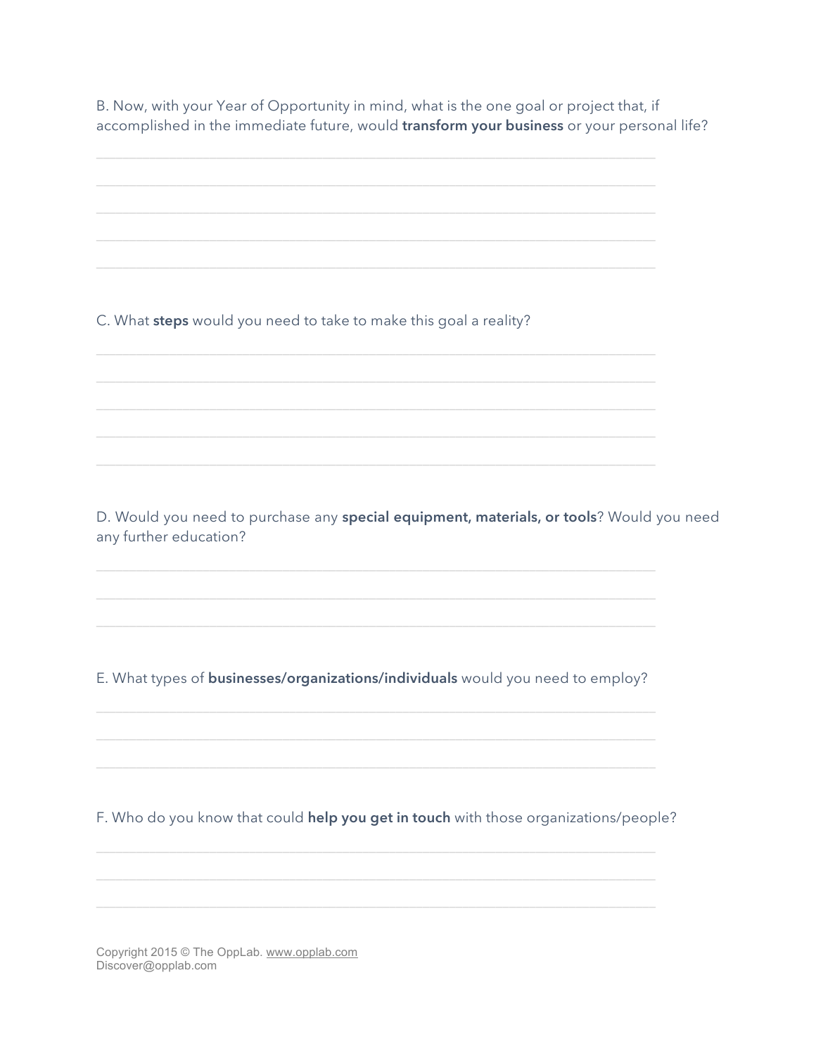B. Now, with your Year of Opportunity in mind, what is the one goal or project that, if accomplished in the immediate future, would **transform your business** or your personal life?

\_\_\_\_\_\_\_\_\_\_\_\_\_\_\_\_\_\_\_\_\_\_\_\_\_\_\_\_\_\_\_\_\_\_\_\_\_\_\_\_\_\_\_\_\_\_\_\_\_\_\_\_\_\_\_\_\_\_\_\_\_\_\_\_\_\_\_\_\_\_\_\_

\_\_\_\_\_\_\_\_\_\_\_\_\_\_\_\_\_\_\_\_\_\_\_\_\_\_\_\_\_\_\_\_\_\_\_\_\_\_\_\_\_\_\_\_\_\_\_\_\_\_\_\_\_\_\_\_\_\_\_\_\_\_\_\_\_\_\_\_\_\_\_\_

\_\_\_\_\_\_\_\_\_\_\_\_\_\_\_\_\_\_\_\_\_\_\_\_\_\_\_\_\_\_\_\_\_\_\_\_\_\_\_\_\_\_\_\_\_\_\_\_\_\_\_\_\_\_\_\_\_\_\_\_\_\_\_\_\_\_\_\_\_\_\_\_

\_\_\_\_\_\_\_\_\_\_\_\_\_\_\_\_\_\_\_\_\_\_\_\_\_\_\_\_\_\_\_\_\_\_\_\_\_\_\_\_\_\_\_\_\_\_\_\_\_\_\_\_\_\_\_\_\_\_\_\_\_\_\_\_\_\_\_\_\_\_\_\_

\_\_\_\_\_\_\_\_\_\_\_\_\_\_\_\_\_\_\_\_\_\_\_\_\_\_\_\_\_\_\_\_\_\_\_\_\_\_\_\_\_\_\_\_\_\_\_\_\_\_\_\_\_\_\_\_\_\_\_\_\_\_\_\_\_\_\_\_\_\_\_\_

C. What **steps** would you need to take to make this goal a reality?

\_\_\_\_\_\_\_\_\_\_\_\_\_\_\_\_\_\_\_\_\_\_\_\_\_\_\_\_\_\_\_\_\_\_\_\_\_\_\_\_\_\_\_\_\_\_\_\_\_\_\_\_\_\_\_\_\_\_\_\_\_\_\_\_\_\_\_\_\_\_\_\_

\_\_\_\_\_\_\_\_\_\_\_\_\_\_\_\_\_\_\_\_\_\_\_\_\_\_\_\_\_\_\_\_\_\_\_\_\_\_\_\_\_\_\_\_\_\_\_\_\_\_\_\_\_\_\_\_\_\_\_\_\_\_\_\_\_\_\_\_\_\_\_\_

\_\_\_\_\_\_\_\_\_\_\_\_\_\_\_\_\_\_\_\_\_\_\_\_\_\_\_\_\_\_\_\_\_\_\_\_\_\_\_\_\_\_\_\_\_\_\_\_\_\_\_\_\_\_\_\_\_\_\_\_\_\_\_\_\_\_\_\_\_\_\_\_

\_\_\_\_\_\_\_\_\_\_\_\_\_\_\_\_\_\_\_\_\_\_\_\_\_\_\_\_\_\_\_\_\_\_\_\_\_\_\_\_\_\_\_\_\_\_\_\_\_\_\_\_\_\_\_\_\_\_\_\_\_\_\_\_\_\_\_\_\_\_\_\_

\_\_\_\_\_\_\_\_\_\_\_\_\_\_\_\_\_\_\_\_\_\_\_\_\_\_\_\_\_\_\_\_\_\_\_\_\_\_\_\_\_\_\_\_\_\_\_\_\_\_\_\_\_\_\_\_\_\_\_\_\_\_\_\_\_\_\_\_\_\_\_\_

D. Would you need to purchase any **special equipment, materials, or tools**? Would you need any further education?

\_\_\_\_\_\_\_\_\_\_\_\_\_\_\_\_\_\_\_\_\_\_\_\_\_\_\_\_\_\_\_\_\_\_\_\_\_\_\_\_\_\_\_\_\_\_\_\_\_\_\_\_\_\_\_\_\_\_\_\_\_\_\_\_\_\_\_\_\_\_\_\_

\_\_\_\_\_\_\_\_\_\_\_\_\_\_\_\_\_\_\_\_\_\_\_\_\_\_\_\_\_\_\_\_\_\_\_\_\_\_\_\_\_\_\_\_\_\_\_\_\_\_\_\_\_\_\_\_\_\_\_\_\_\_\_\_\_\_\_\_\_\_\_\_

\_\_\_\_\_\_\_\_\_\_\_\_\_\_\_\_\_\_\_\_\_\_\_\_\_\_\_\_\_\_\_\_\_\_\_\_\_\_\_\_\_\_\_\_\_\_\_\_\_\_\_\_\_\_\_\_\_\_\_\_\_\_\_\_\_\_\_\_\_\_\_\_

E. What types of **businesses/organizations/individuals** would you need to employ?

\_\_\_\_\_\_\_\_\_\_\_\_\_\_\_\_\_\_\_\_\_\_\_\_\_\_\_\_\_\_\_\_\_\_\_\_\_\_\_\_\_\_\_\_\_\_\_\_\_\_\_\_\_\_\_\_\_\_\_\_\_\_\_\_\_\_\_\_\_\_\_\_

\_\_\_\_\_\_\_\_\_\_\_\_\_\_\_\_\_\_\_\_\_\_\_\_\_\_\_\_\_\_\_\_\_\_\_\_\_\_\_\_\_\_\_\_\_\_\_\_\_\_\_\_\_\_\_\_\_\_\_\_\_\_\_\_\_\_\_\_\_\_\_\_

\_\_\_\_\_\_\_\_\_\_\_\_\_\_\_\_\_\_\_\_\_\_\_\_\_\_\_\_\_\_\_\_\_\_\_\_\_\_\_\_\_\_\_\_\_\_\_\_\_\_\_\_\_\_\_\_\_\_\_\_\_\_\_\_\_\_\_\_\_\_\_\_

F. Who do you know that could **help you get in touch** with those organizations/people?

\_\_\_\_\_\_\_\_\_\_\_\_\_\_\_\_\_\_\_\_\_\_\_\_\_\_\_\_\_\_\_\_\_\_\_\_\_\_\_\_\_\_\_\_\_\_\_\_\_\_\_\_\_\_\_\_\_\_\_\_\_\_\_\_\_\_\_\_\_\_\_\_

\_\_\_\_\_\_\_\_\_\_\_\_\_\_\_\_\_\_\_\_\_\_\_\_\_\_\_\_\_\_\_\_\_\_\_\_\_\_\_\_\_\_\_\_\_\_\_\_\_\_\_\_\_\_\_\_\_\_\_\_\_\_\_\_\_\_\_\_\_\_\_\_

\_\_\_\_\_\_\_\_\_\_\_\_\_\_\_\_\_\_\_\_\_\_\_\_\_\_\_\_\_\_\_\_\_\_\_\_\_\_\_\_\_\_\_\_\_\_\_\_\_\_\_\_\_\_\_\_\_\_\_\_\_\_\_\_\_\_\_\_\_\_\_\_

Copyright 2015 © The OppLab. www.opplab.com
Discover@opplab.com